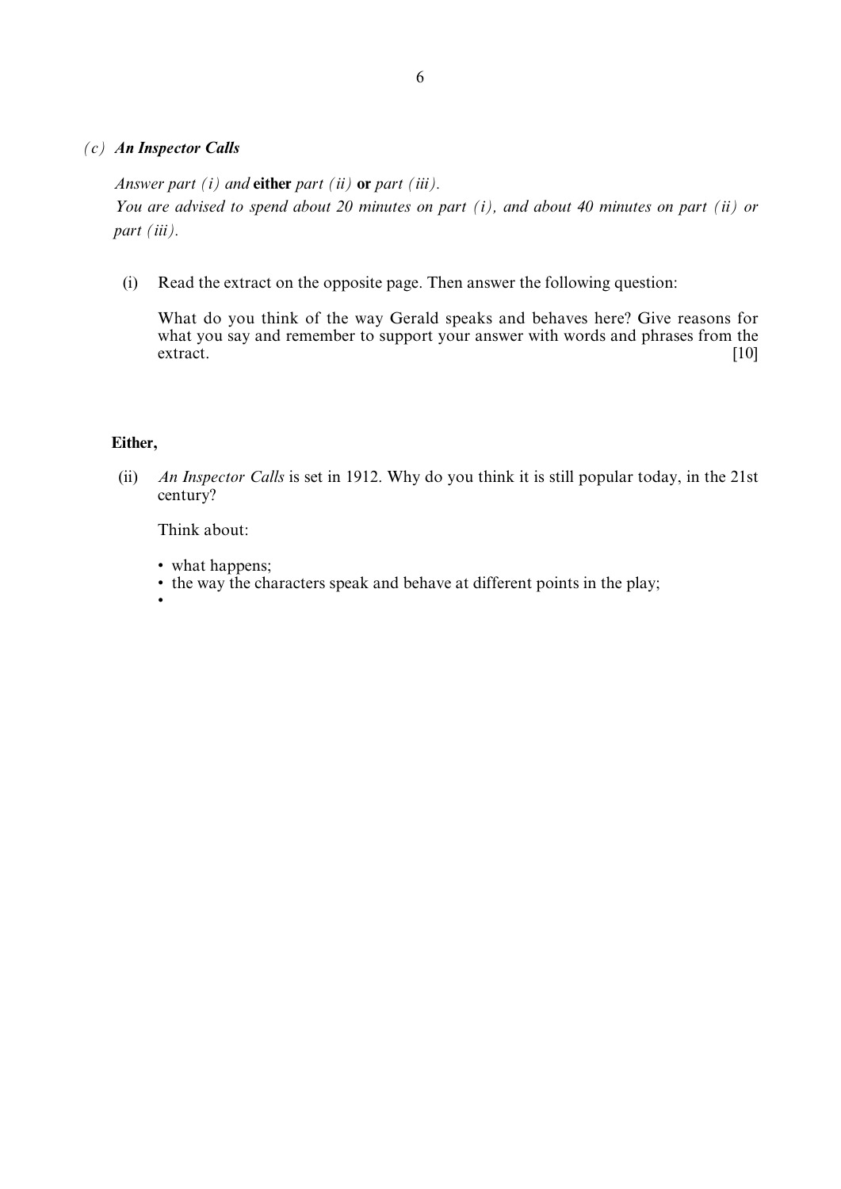*(c)* ***An Inspector Calls***

*Answer part (i) and* **either** *part (ii)* **or** *part (iii).*

*You are advised to spend about 20 minutes on part (i), and about 40 minutes on part (ii) or part (iii).*

(i) Read the extract on the opposite page. Then answer the following question:

What do you think of the way Gerald speaks and behaves here? Give reasons for what you say and remember to support your answer with words and phrases from the extract. [10]

**Either,**

(ii) *An Inspector Calls* is set in 1912. Why do you think it is still popular today, in the 21st century?

Think about:

- what happens;
- the way the characters speak and behave at different points in the play;
-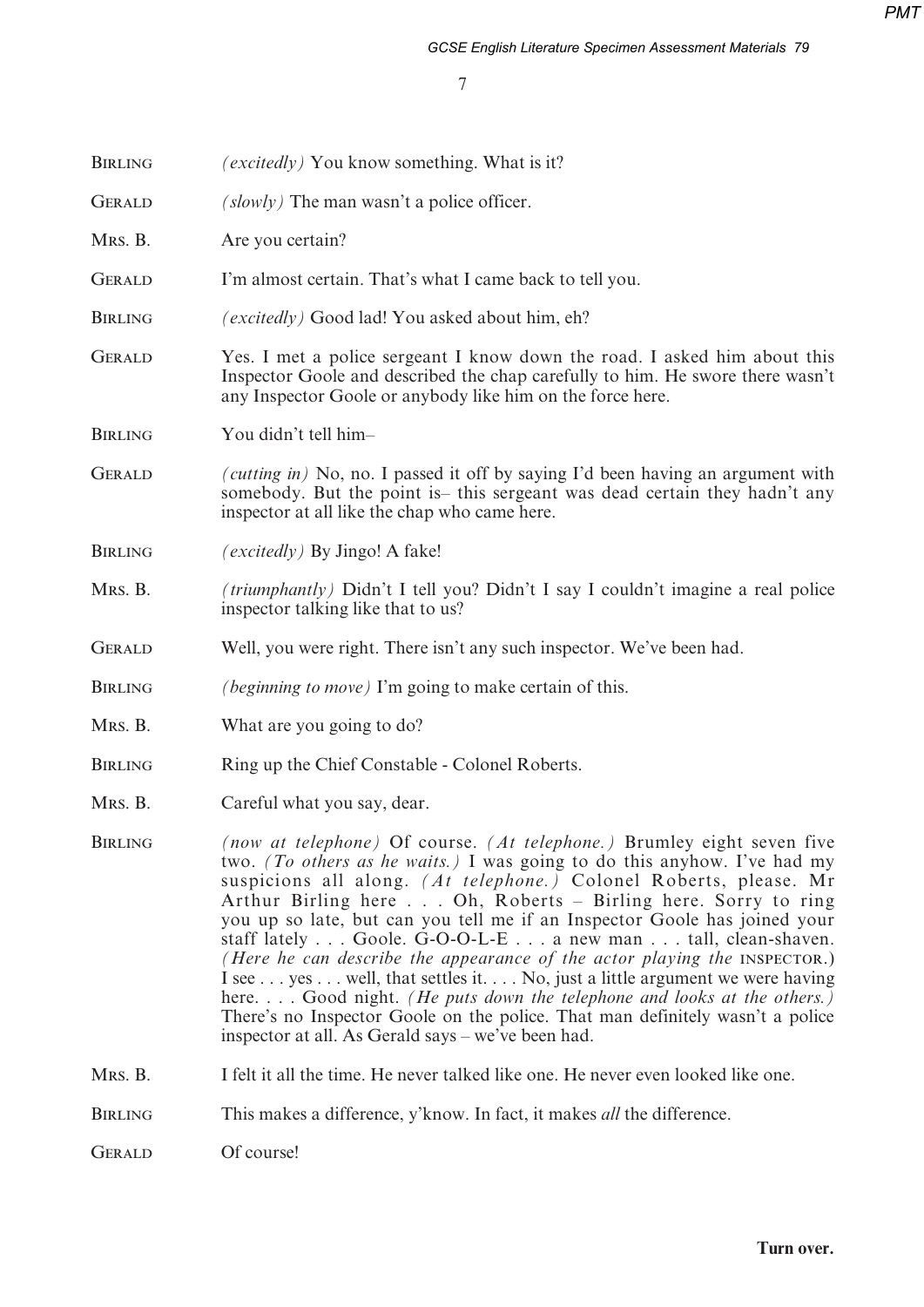BIRLING *(excitedly)* You know something. What is it?

GERALD *(slowly)* The man wasn't a police officer.

MRS. B. Are you certain?

GERALD I'm almost certain. That's what I came back to tell you.

BIRLING *(excitedly)* Good lad! You asked about him, eh?

GERALD Yes. I met a police sergeant I know down the road. I asked him about this Inspector Goole and described the chap carefully to him. He swore there wasn't any Inspector Goole or anybody like him on the force here.

BIRLING You didn't tell him–

GERALD *(cutting in)* No, no. I passed it off by saying I'd been having an argument with somebody. But the point is– this sergeant was dead certain they hadn't any inspector at all like the chap who came here.

BIRLING *(excitedly)* By Jingo! A fake!

MRS. B. *(triumphantly)* Didn't I tell you? Didn't I say I couldn't imagine a real police inspector talking like that to us?

GERALD Well, you were right. There isn't any such inspector. We've been had.

BIRLING *(beginning to move)* I'm going to make certain of this.

MRS. B. What are you going to do?

BIRLING Ring up the Chief Constable - Colonel Roberts.

MRS. B. Careful what you say, dear.

BIRLING *(now at telephone)* Of course. *(At telephone.)* Brumley eight seven five two. *(To others as he waits.)* I was going to do this anyhow. I've had my suspicions all along. *(At telephone.)* Colonel Roberts, please. Mr Arthur Birling here . . . Oh, Roberts – Birling here. Sorry to ring you up so late, but can you tell me if an Inspector Goole has joined your staff lately . . . Goole. G-O-O-L-E . . . a new man . . . tall, clean-shaven. *(Here he can describe the appearance of the actor playing the* INSPECTOR.*)* I see . . . yes . . . well, that settles it. . . . No, just a little argument we were having here. . . . Good night. *(He puts down the telephone and looks at the others.)* There's no Inspector Goole on the police. That man definitely wasn't a police inspector at all. As Gerald says – we've been had.

MRS. B. I felt it all the time. He never talked like one. He never even looked like one.

BIRLING This makes a difference, y'know. In fact, it makes *all* the difference.

GERALD Of course!

**Turn over.**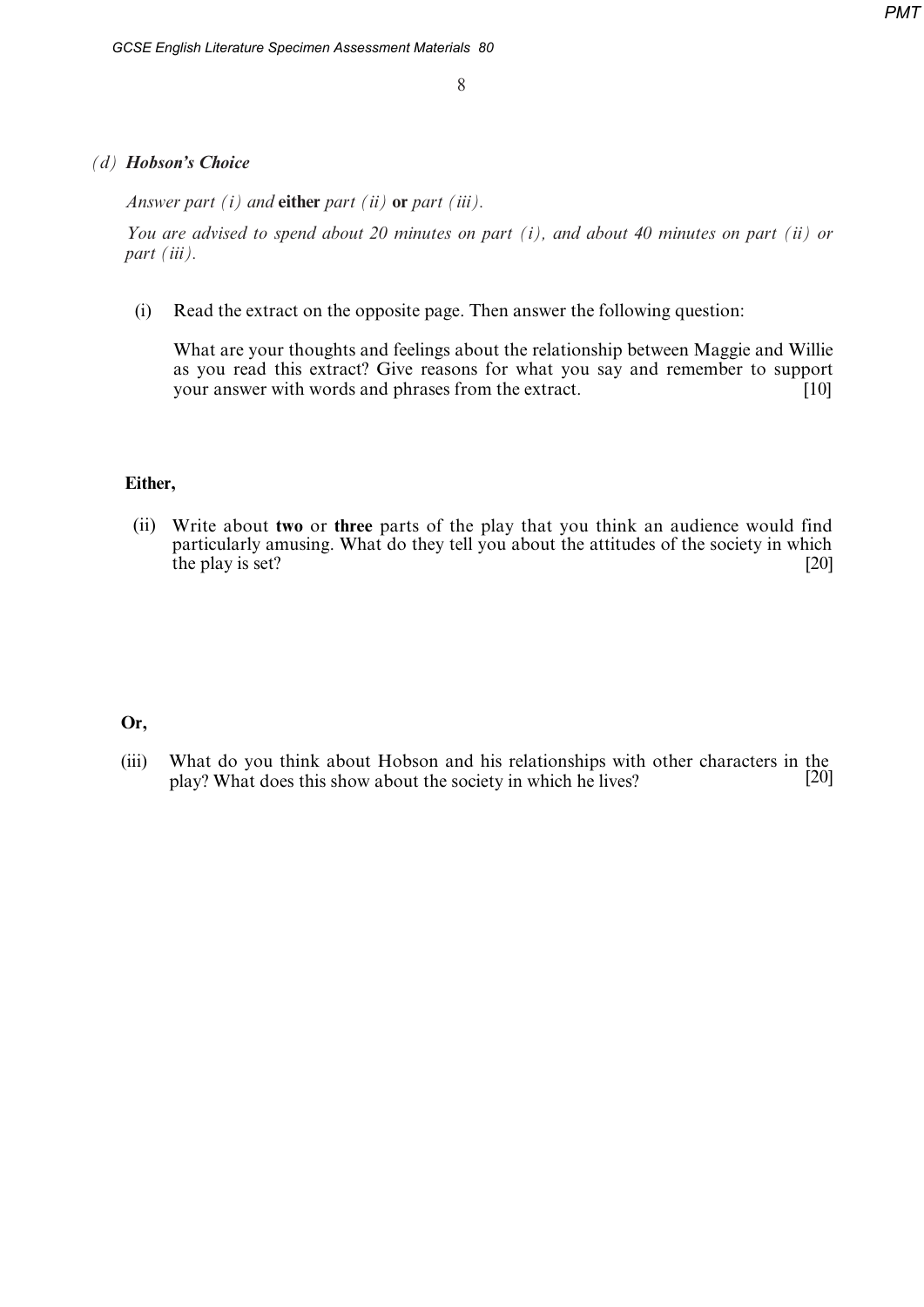*(d)* ***Hobson's Choice***

*Answer part (i) and* **either** *part (ii)* **or** *part (iii).*

*You are advised to spend about 20 minutes on part (i), and about 40 minutes on part (ii) or part (iii).*

(i) Read the extract on the opposite page. Then answer the following question:

What are your thoughts and feelings about the relationship between Maggie and Willie as you read this extract? Give reasons for what you say and remember to support your answer with words and phrases from the extract. [10]

**Either,**

(ii) Write about **two** or **three** parts of the play that you think an audience would find particularly amusing. What do they tell you about the attitudes of the society in which the play is set? [20]

**Or,**

(iii) What do you think about Hobson and his relationships with other characters in the play? What does this show about the society in which he lives? [20]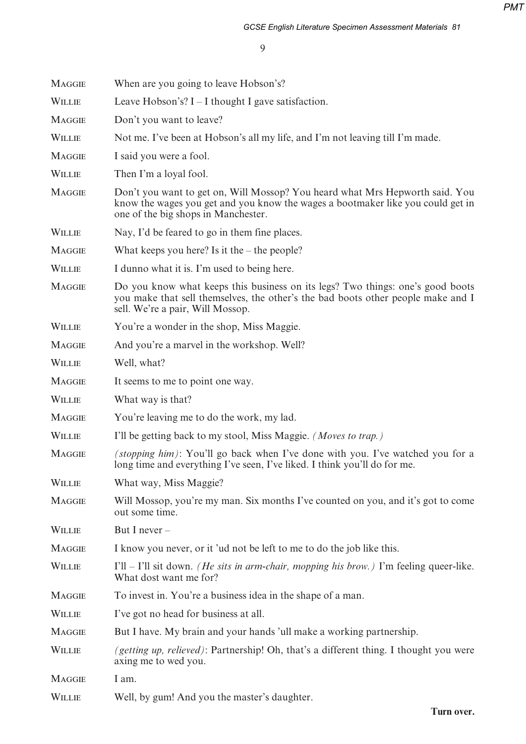| | |
|---|---|
| Maggie | When are you going to leave Hobson's? |
| Willie | Leave Hobson's? I – I thought I gave satisfaction. |
| Maggie | Don't you want to leave? |
| Willie | Not me. I've been at Hobson's all my life, and I'm not leaving till I'm made. |
| Maggie | I said you were a fool. |
| Willie | Then I'm a loyal fool. |
| Maggie | Don't you want to get on, Will Mossop? You heard what Mrs Hepworth said. You know the wages you get and you know the wages a bootmaker like you could get in one of the big shops in Manchester. |
| Willie | Nay, I'd be feared to go in them fine places. |
| Maggie | What keeps you here? Is it the – the people? |
| Willie | I dunno what it is. I'm used to being here. |
| Maggie | Do you know what keeps this business on its legs? Two things: one's good boots you make that sell themselves, the other's the bad boots other people make and I sell. We're a pair, Will Mossop. |
| Willie | You're a wonder in the shop, Miss Maggie. |
| Maggie | And you're a marvel in the workshop. Well? |
| Willie | Well, what? |
| Maggie | It seems to me to point one way. |
| Willie | What way is that? |
| Maggie | You're leaving me to do the work, my lad. |
| Willie | I'll be getting back to my stool, Miss Maggie. *(Moves to trap.)* |
| Maggie | *(stopping him)*: You'll go back when I've done with you. I've watched you for a long time and everything I've seen, I've liked. I think you'll do for me. |
| Willie | What way, Miss Maggie? |
| Maggie | Will Mossop, you're my man. Six months I've counted on you, and it's got to come out some time. |
| Willie | But I never – |
| Maggie | I know you never, or it 'ud not be left to me to do the job like this. |
| Willie | I'll – I'll sit down. *(He sits in arm-chair, mopping his brow.)* I'm feeling queer-like. What dost want me for? |
| Maggie | To invest in. You're a business idea in the shape of a man. |
| Willie | I've got no head for business at all. |
| Maggie | But I have. My brain and your hands 'ull make a working partnership. |
| Willie | *(getting up, relieved)*: Partnership! Oh, that's a different thing. I thought you were axing me to wed you. |
| Maggie | I am. |
| Willie | Well, by gum! And you the master's daughter. |

**Turn over.**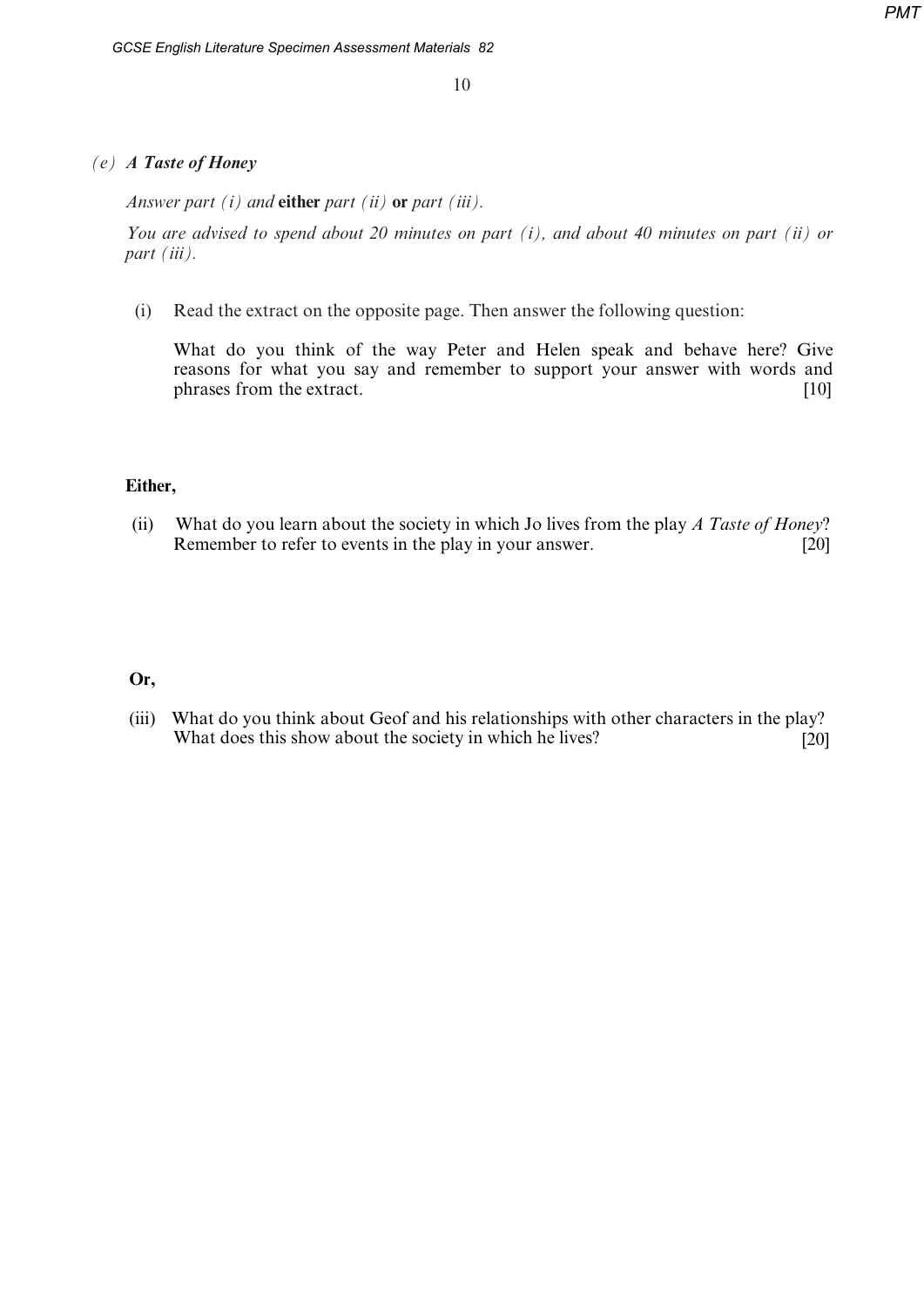## (e) *A Taste of Honey*

*Answer part (i) and* **either** *part (ii)* **or** *part (iii).*

*You are advised to spend about 20 minutes on part (i), and about 40 minutes on part (ii) or part (iii).*

(i) Read the extract on the opposite page. Then answer the following question:

What do you think of the way Peter and Helen speak and behave here? Give reasons for what you say and remember to support your answer with words and phrases from the extract. [10]

**Either,**

(ii) What do you learn about the society in which Jo lives from the play *A Taste of Honey*? Remember to refer to events in the play in your answer. [20]

**Or,**

(iii) What do you think about Geof and his relationships with other characters in the play? What does this show about the society in which he lives? [20]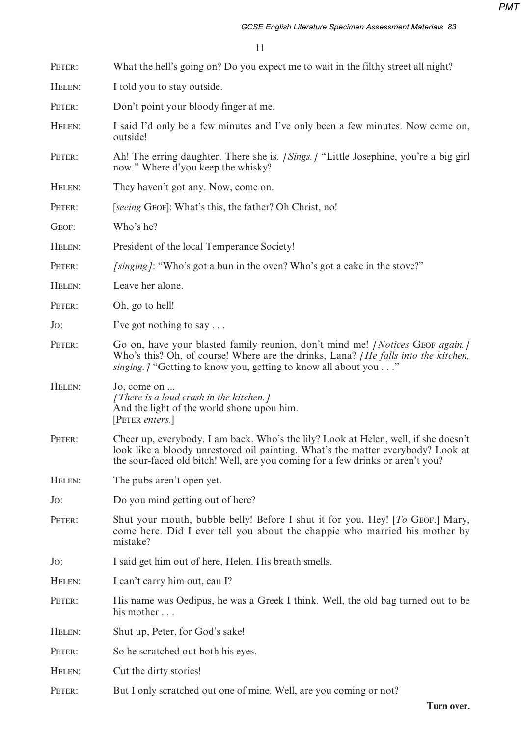PETER: What the hell's going on? Do you expect me to wait in the filthy street all night?

HELEN: I told you to stay outside.

PETER: Don't point your bloody finger at me.

HELEN: I said I'd only be a few minutes and I've only been a few minutes. Now come on, outside!

PETER: Ah! The erring daughter. There she is. *[Sings.]* "Little Josephine, you're a big girl now." Where d'you keep the whisky?

HELEN: They haven't got any. Now, come on.

PETER: [*seeing* GEOF]: What's this, the father? Oh Christ, no!

GEOF: Who's he?

HELEN: President of the local Temperance Society!

PETER: *[singing]*: "Who's got a bun in the oven? Who's got a cake in the stove?"

HELEN: Leave her alone.

PETER: Oh, go to hell!

JO: I've got nothing to say . . .

PETER: Go on, have your blasted family reunion, don't mind me! *[Notices* GEOF *again.]* Who's this? Oh, of course! Where are the drinks, Lana? *[He falls into the kitchen, singing.]* "Getting to know you, getting to know all about you . . ."

HELEN: Jo, come on ...
*[There is a loud crash in the kitchen.]*
And the light of the world shone upon him.
[PETER *enters.*]

PETER: Cheer up, everybody. I am back. Who's the lily? Look at Helen, well, if she doesn't look like a bloody unrestored oil painting. What's the matter everybody? Look at the sour-faced old bitch! Well, are you coming for a few drinks or aren't you?

HELEN: The pubs aren't open yet.

JO: Do you mind getting out of here?

PETER: Shut your mouth, bubble belly! Before I shut it for you. Hey! [*To* GEOF.] Mary, come here. Did I ever tell you about the chappie who married his mother by mistake?

JO: I said get him out of here, Helen. His breath smells.

HELEN: I can't carry him out, can I?

PETER: His name was Oedipus, he was a Greek I think. Well, the old bag turned out to be his mother . . .

HELEN: Shut up, Peter, for God's sake!

PETER: So he scratched out both his eyes.

HELEN: Cut the dirty stories!

PETER: But I only scratched out one of mine. Well, are you coming or not?

**Turn over.**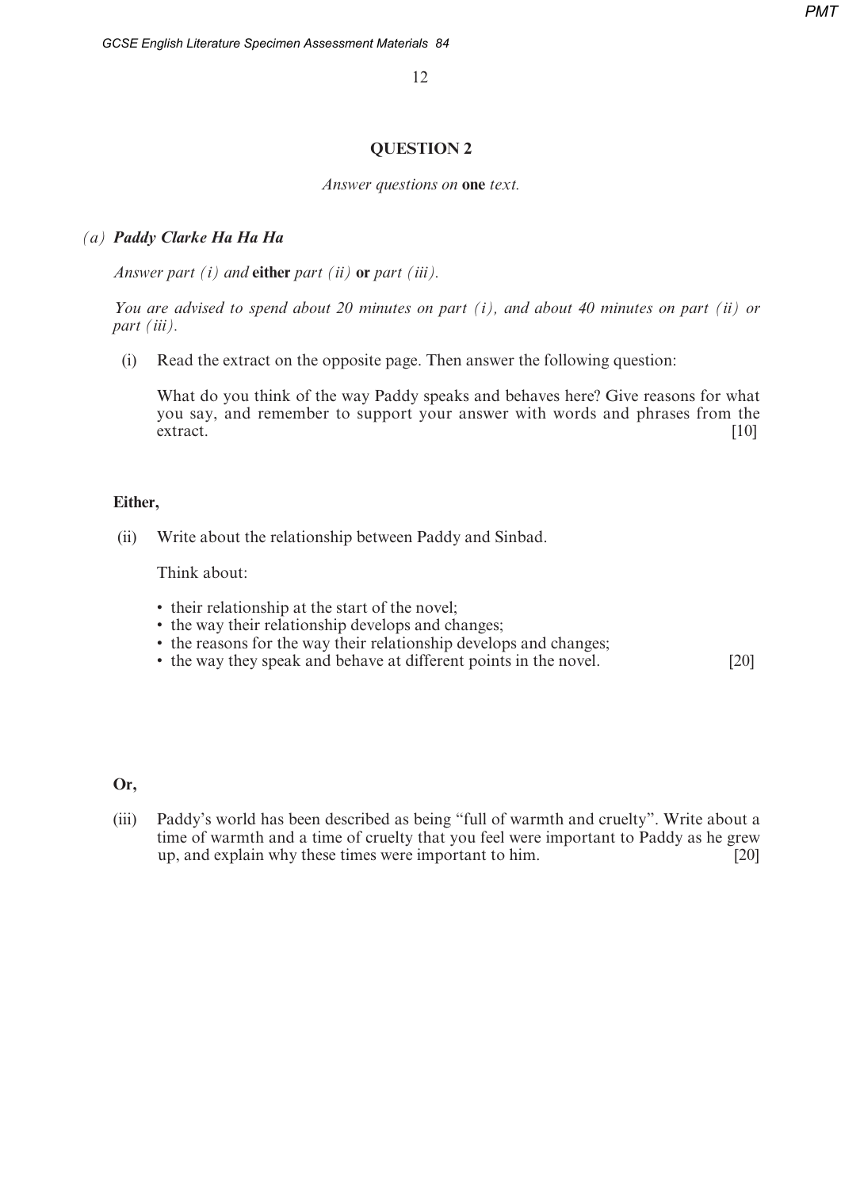## QUESTION 2

*Answer questions on* **one** *text.*

### *(a)* ***Paddy Clarke Ha Ha Ha***

*Answer part (i) and* **either** *part (ii)* **or** *part (iii).*

*You are advised to spend about 20 minutes on part (i), and about 40 minutes on part (ii) or part (iii).*

(i) Read the extract on the opposite page. Then answer the following question:

What do you think of the way Paddy speaks and behaves here? Give reasons for what you say, and remember to support your answer with words and phrases from the extract. [10]

**Either,**

(ii) Write about the relationship between Paddy and Sinbad.

Think about:

- their relationship at the start of the novel;
- the way their relationship develops and changes;
- the reasons for the way their relationship develops and changes;
- the way they speak and behave at different points in the novel. [20]

**Or,**

(iii) Paddy's world has been described as being "full of warmth and cruelty". Write about a time of warmth and a time of cruelty that you feel were important to Paddy as he grew up, and explain why these times were important to him. [20]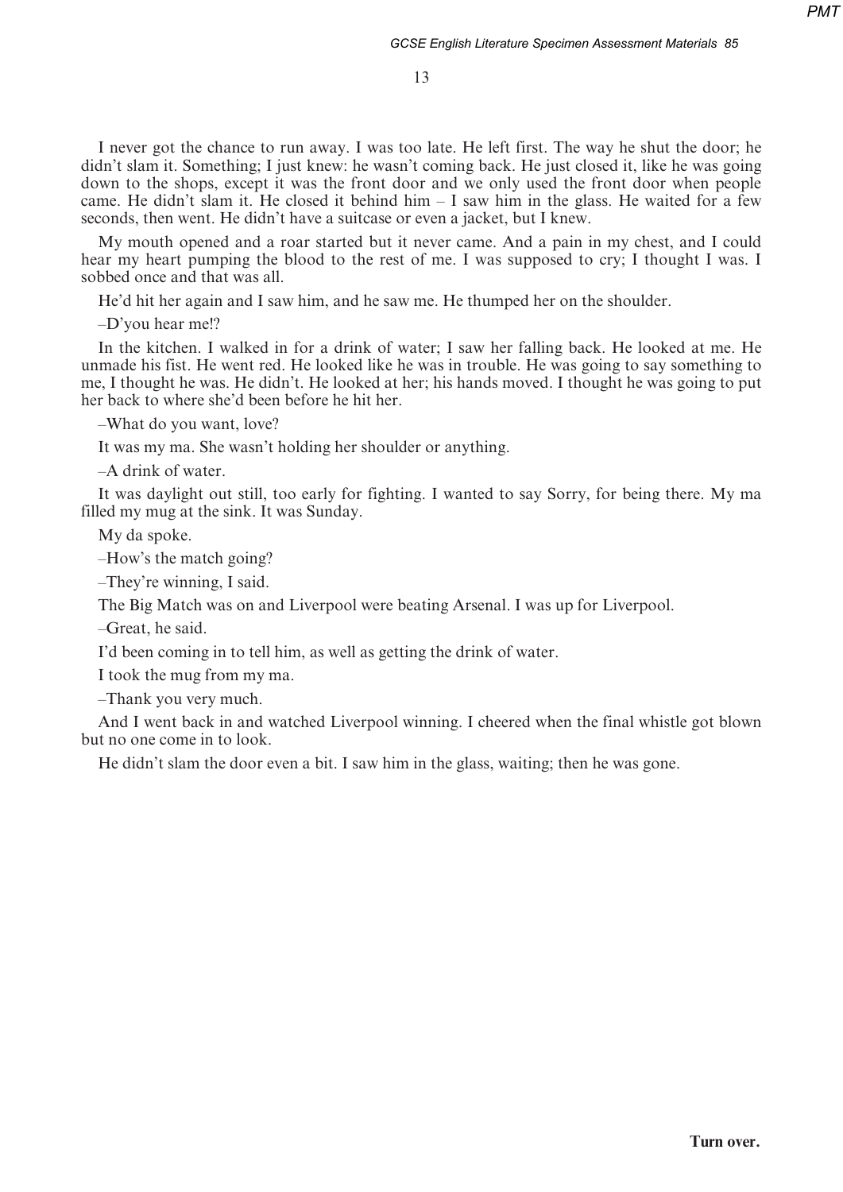I never got the chance to run away. I was too late. He left first. The way he shut the door; he didn't slam it. Something; I just knew: he wasn't coming back. He just closed it, like he was going down to the shops, except it was the front door and we only used the front door when people came. He didn't slam it. He closed it behind him – I saw him in the glass. He waited for a few seconds, then went. He didn't have a suitcase or even a jacket, but I knew.

My mouth opened and a roar started but it never came. And a pain in my chest, and I could hear my heart pumping the blood to the rest of me. I was supposed to cry; I thought I was. I sobbed once and that was all.

He'd hit her again and I saw him, and he saw me. He thumped her on the shoulder.

–D'you hear me!?

In the kitchen. I walked in for a drink of water; I saw her falling back. He looked at me. He unmade his fist. He went red. He looked like he was in trouble. He was going to say something to me, I thought he was. He didn't. He looked at her; his hands moved. I thought he was going to put her back to where she'd been before he hit her.

–What do you want, love?

It was my ma. She wasn't holding her shoulder or anything.

–A drink of water.

It was daylight out still, too early for fighting. I wanted to say Sorry, for being there. My ma filled my mug at the sink. It was Sunday.

My da spoke.

–How's the match going?

–They're winning, I said.

The Big Match was on and Liverpool were beating Arsenal. I was up for Liverpool.

–Great, he said.

I'd been coming in to tell him, as well as getting the drink of water.

I took the mug from my ma.

–Thank you very much.

And I went back in and watched Liverpool winning. I cheered when the final whistle got blown but no one come in to look.

He didn't slam the door even a bit. I saw him in the glass, waiting; then he was gone.

**Turn over.**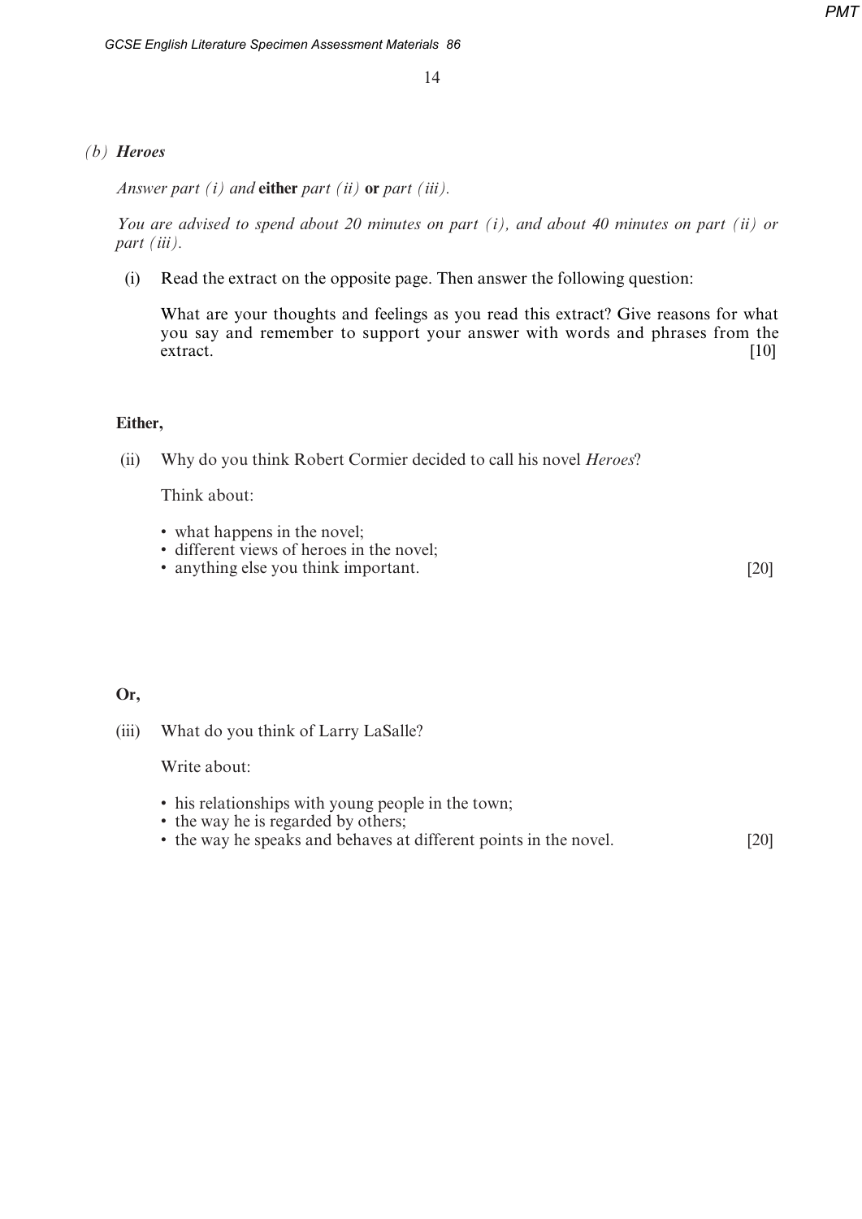*(b)* ***Heroes***

*Answer part (i) and* **either** *part (ii)* **or** *part (iii).*

*You are advised to spend about 20 minutes on part (i), and about 40 minutes on part (ii) or part (iii).*

(i) Read the extract on the opposite page. Then answer the following question:

What are your thoughts and feelings as you read this extract? Give reasons for what you say and remember to support your answer with words and phrases from the extract. [10]

**Either,**

(ii) Why do you think Robert Cormier decided to call his novel *Heroes*?

Think about:

- what happens in the novel;
- different views of heroes in the novel;
- anything else you think important. [20]

**Or,**

(iii) What do you think of Larry LaSalle?

Write about:

- his relationships with young people in the town;
- the way he is regarded by others;
- the way he speaks and behaves at different points in the novel. [20]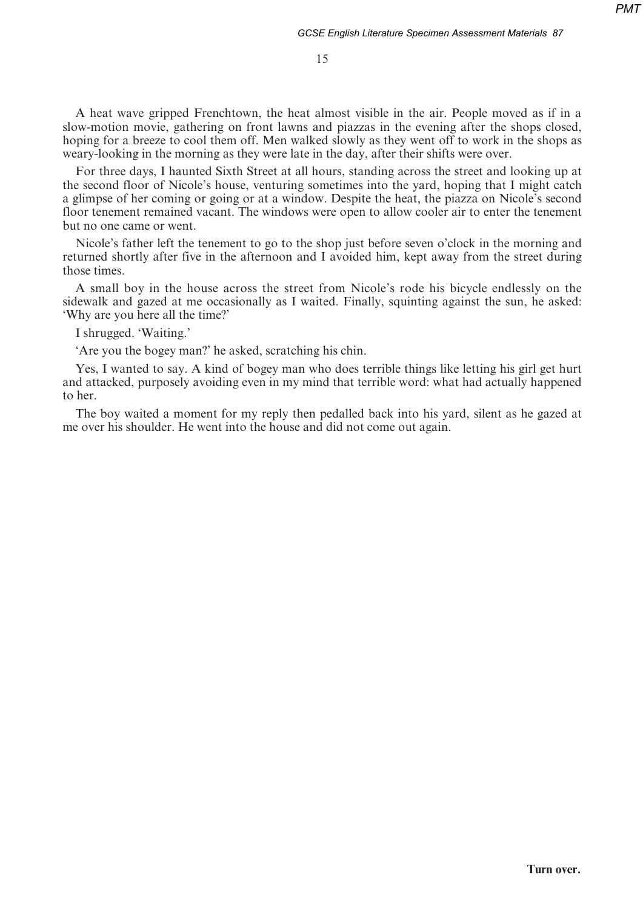A heat wave gripped Frenchtown, the heat almost visible in the air. People moved as if in a slow-motion movie, gathering on front lawns and piazzas in the evening after the shops closed, hoping for a breeze to cool them off. Men walked slowly as they went off to work in the shops as weary-looking in the morning as they were late in the day, after their shifts were over.

For three days, I haunted Sixth Street at all hours, standing across the street and looking up at the second floor of Nicole's house, venturing sometimes into the yard, hoping that I might catch a glimpse of her coming or going or at a window. Despite the heat, the piazza on Nicole's second floor tenement remained vacant. The windows were open to allow cooler air to enter the tenement but no one came or went.

Nicole's father left the tenement to go to the shop just before seven o'clock in the morning and returned shortly after five in the afternoon and I avoided him, kept away from the street during those times.

A small boy in the house across the street from Nicole's rode his bicycle endlessly on the sidewalk and gazed at me occasionally as I waited. Finally, squinting against the sun, he asked: 'Why are you here all the time?'

I shrugged. 'Waiting.'

'Are you the bogey man?' he asked, scratching his chin.

Yes, I wanted to say. A kind of bogey man who does terrible things like letting his girl get hurt and attacked, purposely avoiding even in my mind that terrible word: what had actually happened to her.

The boy waited a moment for my reply then pedalled back into his yard, silent as he gazed at me over his shoulder. He went into the house and did not come out again.

**Turn over.**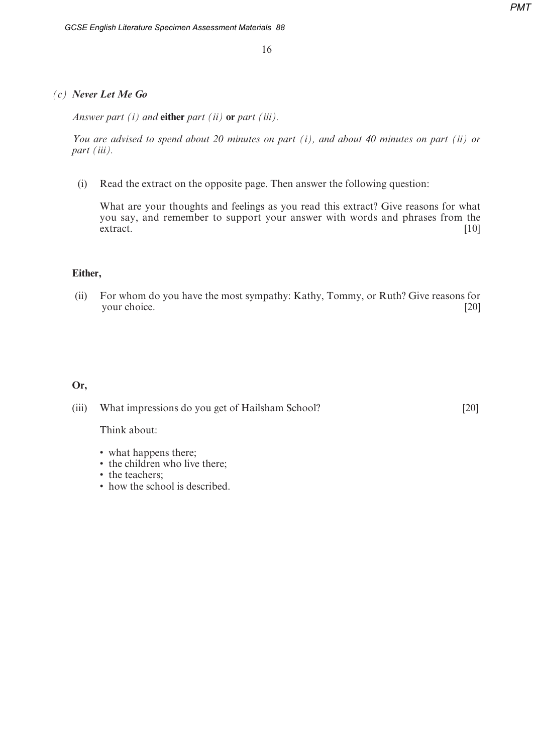*(c)* ***Never Let Me Go***

*Answer part (i) and* **either** *part (ii)* **or** *part (iii).*

*You are advised to spend about 20 minutes on part (i), and about 40 minutes on part (ii) or part (iii).*

(i) Read the extract on the opposite page. Then answer the following question:

What are your thoughts and feelings as you read this extract? Give reasons for what you say, and remember to support your answer with words and phrases from the extract. [10]

**Either,**

(ii) For whom do you have the most sympathy: Kathy, Tommy, or Ruth? Give reasons for your choice. [20]

**Or,**

(iii) What impressions do you get of Hailsham School? [20]

Think about:

- what happens there;
- the children who live there;
- the teachers;
- how the school is described.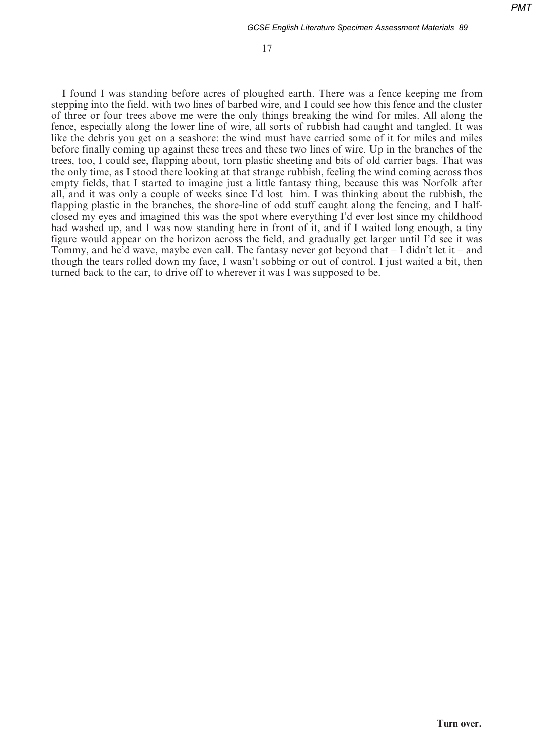I found I was standing before acres of ploughed earth. There was a fence keeping me from stepping into the field, with two lines of barbed wire, and I could see how this fence and the cluster of three or four trees above me were the only things breaking the wind for miles. All along the fence, especially along the lower line of wire, all sorts of rubbish had caught and tangled. It was like the debris you get on a seashore: the wind must have carried some of it for miles and miles before finally coming up against these trees and these two lines of wire. Up in the branches of the trees, too, I could see, flapping about, torn plastic sheeting and bits of old carrier bags. That was the only time, as I stood there looking at that strange rubbish, feeling the wind coming across thos empty fields, that I started to imagine just a little fantasy thing, because this was Norfolk after all, and it was only a couple of weeks since I'd lost him. I was thinking about the rubbish, the flapping plastic in the branches, the shore-line of odd stuff caught along the fencing, and I half-closed my eyes and imagined this was the spot where everything I'd ever lost since my childhood had washed up, and I was now standing here in front of it, and if I waited long enough, a tiny figure would appear on the horizon across the field, and gradually get larger until I'd see it was Tommy, and he'd wave, maybe even call. The fantasy never got beyond that – I didn't let it – and though the tears rolled down my face, I wasn't sobbing or out of control. I just waited a bit, then turned back to the car, to drive off to wherever it was I was supposed to be.

**Turn over.**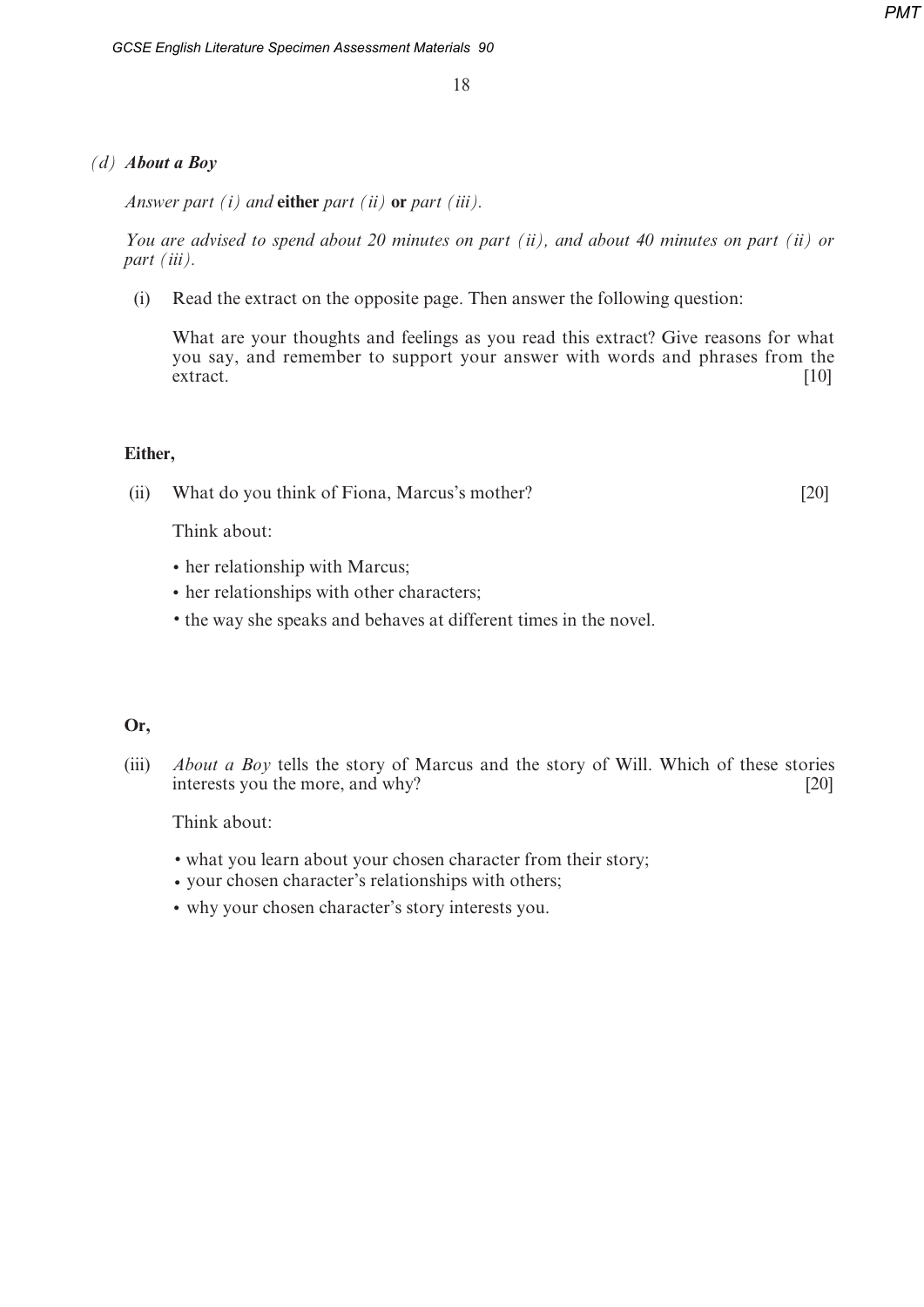*(d)* ***About a Boy***

*Answer part (i) and* **either** *part (ii)* **or** *part (iii).*

*You are advised to spend about 20 minutes on part (ii), and about 40 minutes on part (ii) or part (iii).*

(i) Read the extract on the opposite page. Then answer the following question:

What are your thoughts and feelings as you read this extract? Give reasons for what you say, and remember to support your answer with words and phrases from the extract. [10]

**Either,**

(ii) What do you think of Fiona, Marcus's mother? [20]

Think about:

- her relationship with Marcus;
- her relationships with other characters;
- the way she speaks and behaves at different times in the novel.

**Or,**

(iii) *About a Boy* tells the story of Marcus and the story of Will. Which of these stories interests you the more, and why? [20]

Think about:

- what you learn about your chosen character from their story;
- your chosen character's relationships with others;
- why your chosen character's story interests you.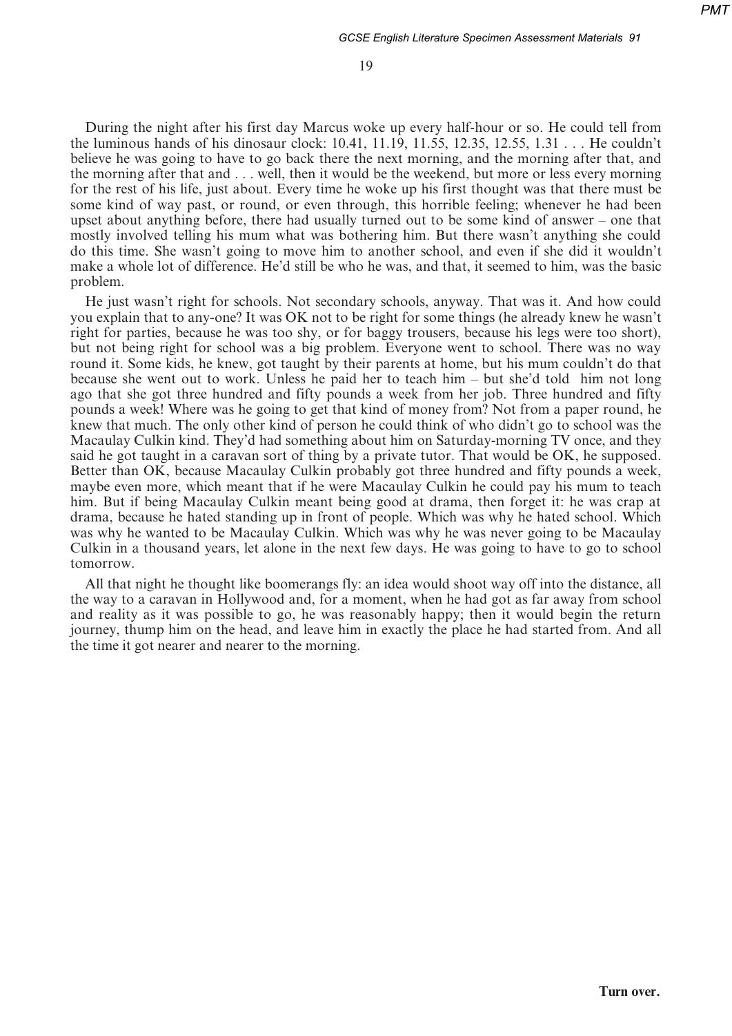During the night after his first day Marcus woke up every half-hour or so. He could tell from the luminous hands of his dinosaur clock: 10.41, 11.19, 11.55, 12.35, 12.55, 1.31 . . . He couldn't believe he was going to have to go back there the next morning, and the morning after that, and the morning after that and . . . well, then it would be the weekend, but more or less every morning for the rest of his life, just about. Every time he woke up his first thought was that there must be some kind of way past, or round, or even through, this horrible feeling; whenever he had been upset about anything before, there had usually turned out to be some kind of answer – one that mostly involved telling his mum what was bothering him. But there wasn't anything she could do this time. She wasn't going to move him to another school, and even if she did it wouldn't make a whole lot of difference. He'd still be who he was, and that, it seemed to him, was the basic problem.

He just wasn't right for schools. Not secondary schools, anyway. That was it. And how could you explain that to any-one? It was OK not to be right for some things (he already knew he wasn't right for parties, because he was too shy, or for baggy trousers, because his legs were too short), but not being right for school was a big problem. Everyone went to school. There was no way round it. Some kids, he knew, got taught by their parents at home, but his mum couldn't do that because she went out to work. Unless he paid her to teach him – but she'd told him not long ago that she got three hundred and fifty pounds a week from her job. Three hundred and fifty pounds a week! Where was he going to get that kind of money from? Not from a paper round, he knew that much. The only other kind of person he could think of who didn't go to school was the Macaulay Culkin kind. They'd had something about him on Saturday-morning TV once, and they said he got taught in a caravan sort of thing by a private tutor. That would be OK, he supposed. Better than OK, because Macaulay Culkin probably got three hundred and fifty pounds a week, maybe even more, which meant that if he were Macaulay Culkin he could pay his mum to teach him. But if being Macaulay Culkin meant being good at drama, then forget it: he was crap at drama, because he hated standing up in front of people. Which was why he hated school. Which was why he wanted to be Macaulay Culkin. Which was why he was never going to be Macaulay Culkin in a thousand years, let alone in the next few days. He was going to have to go to school tomorrow.

All that night he thought like boomerangs fly: an idea would shoot way off into the distance, all the way to a caravan in Hollywood and, for a moment, when he had got as far away from school and reality as it was possible to go, he was reasonably happy; then it would begin the return journey, thump him on the head, and leave him in exactly the place he had started from. And all the time it got nearer and nearer to the morning.

**Turn over.**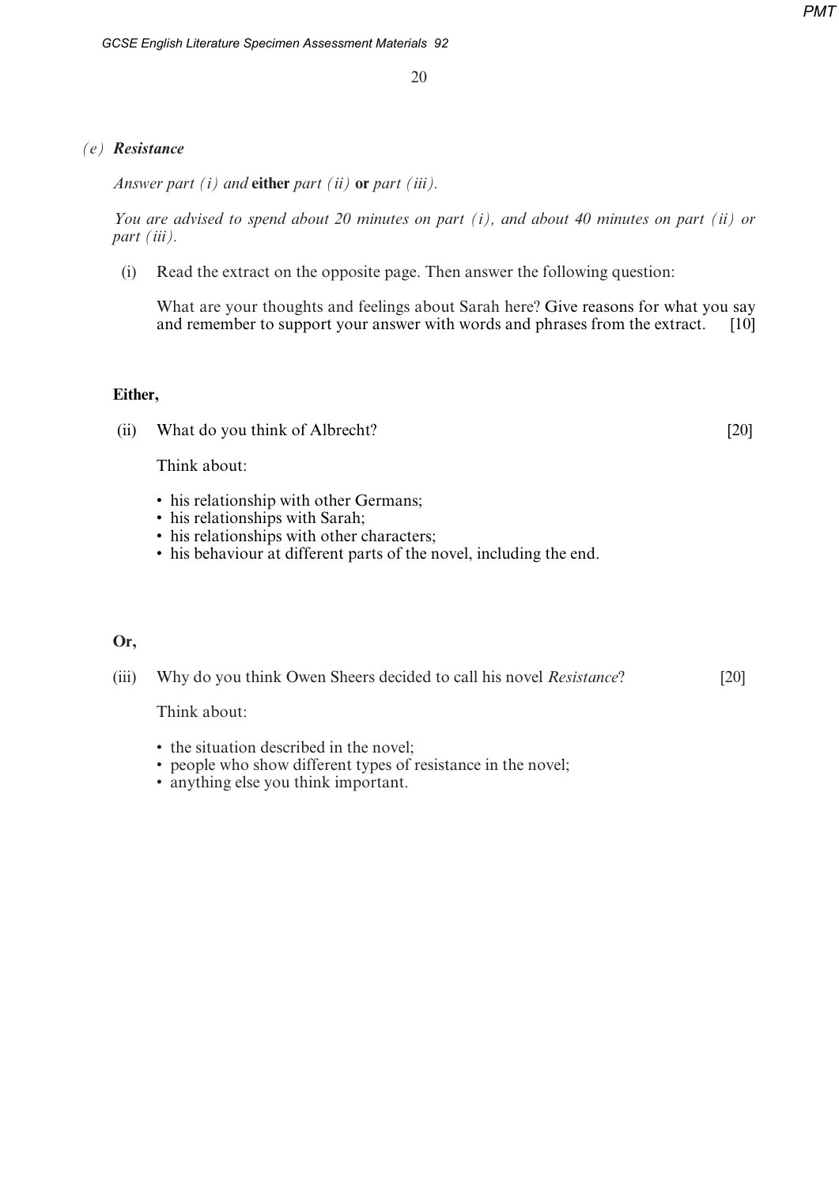*(e)* ***Resistance***

*Answer part (i) and* **either** *part (ii)* **or** *part (iii).*

*You are advised to spend about 20 minutes on part (i), and about 40 minutes on part (ii) or part (iii).*

(i) Read the extract on the opposite page. Then answer the following question:

What are your thoughts and feelings about Sarah here? Give reasons for what you say and remember to support your answer with words and phrases from the extract. [10]

**Either,**

(ii) What do you think of Albrecht? [20]

Think about:

- his relationship with other Germans;
- his relationships with Sarah;
- his relationships with other characters;
- his behaviour at different parts of the novel, including the end.

**Or,**

(iii) Why do you think Owen Sheers decided to call his novel *Resistance*? [20]

Think about:

- the situation described in the novel;
- people who show different types of resistance in the novel;
- anything else you think important.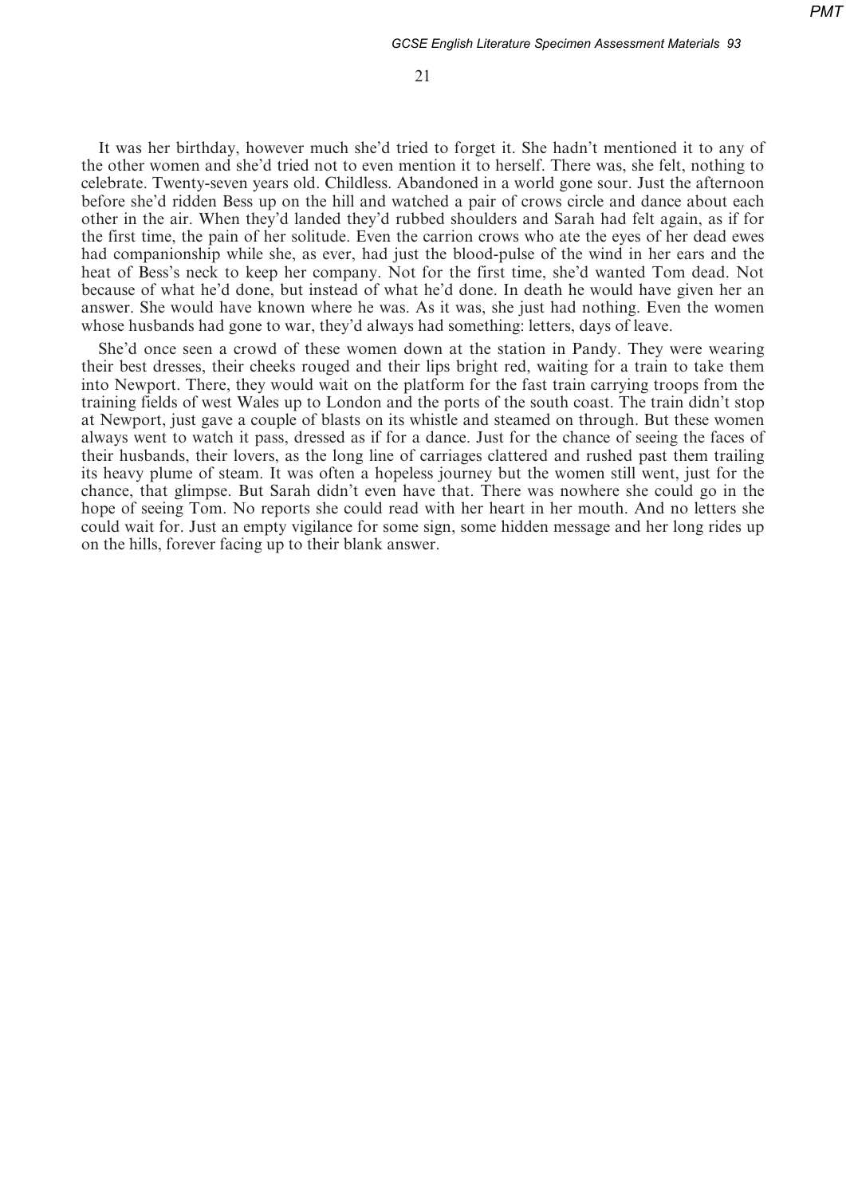It was her birthday, however much she'd tried to forget it. She hadn't mentioned it to any of the other women and she'd tried not to even mention it to herself. There was, she felt, nothing to celebrate. Twenty-seven years old. Childless. Abandoned in a world gone sour. Just the afternoon before she'd ridden Bess up on the hill and watched a pair of crows circle and dance about each other in the air. When they'd landed they'd rubbed shoulders and Sarah had felt again, as if for the first time, the pain of her solitude. Even the carrion crows who ate the eyes of her dead ewes had companionship while she, as ever, had just the blood-pulse of the wind in her ears and the heat of Bess's neck to keep her company. Not for the first time, she'd wanted Tom dead. Not because of what he'd done, but instead of what he'd done. In death he would have given her an answer. She would have known where he was. As it was, she just had nothing. Even the women whose husbands had gone to war, they'd always had something: letters, days of leave.

She'd once seen a crowd of these women down at the station in Pandy. They were wearing their best dresses, their cheeks rouged and their lips bright red, waiting for a train to take them into Newport. There, they would wait on the platform for the fast train carrying troops from the training fields of west Wales up to London and the ports of the south coast. The train didn't stop at Newport, just gave a couple of blasts on its whistle and steamed on through. But these women always went to watch it pass, dressed as if for a dance. Just for the chance of seeing the faces of their husbands, their lovers, as the long line of carriages clattered and rushed past them trailing its heavy plume of steam. It was often a hopeless journey but the women still went, just for the chance, that glimpse. But Sarah didn't even have that. There was nowhere she could go in the hope of seeing Tom. No reports she could read with her heart in her mouth. And no letters she could wait for. Just an empty vigilance for some sign, some hidden message and her long rides up on the hills, forever facing up to their blank answer.